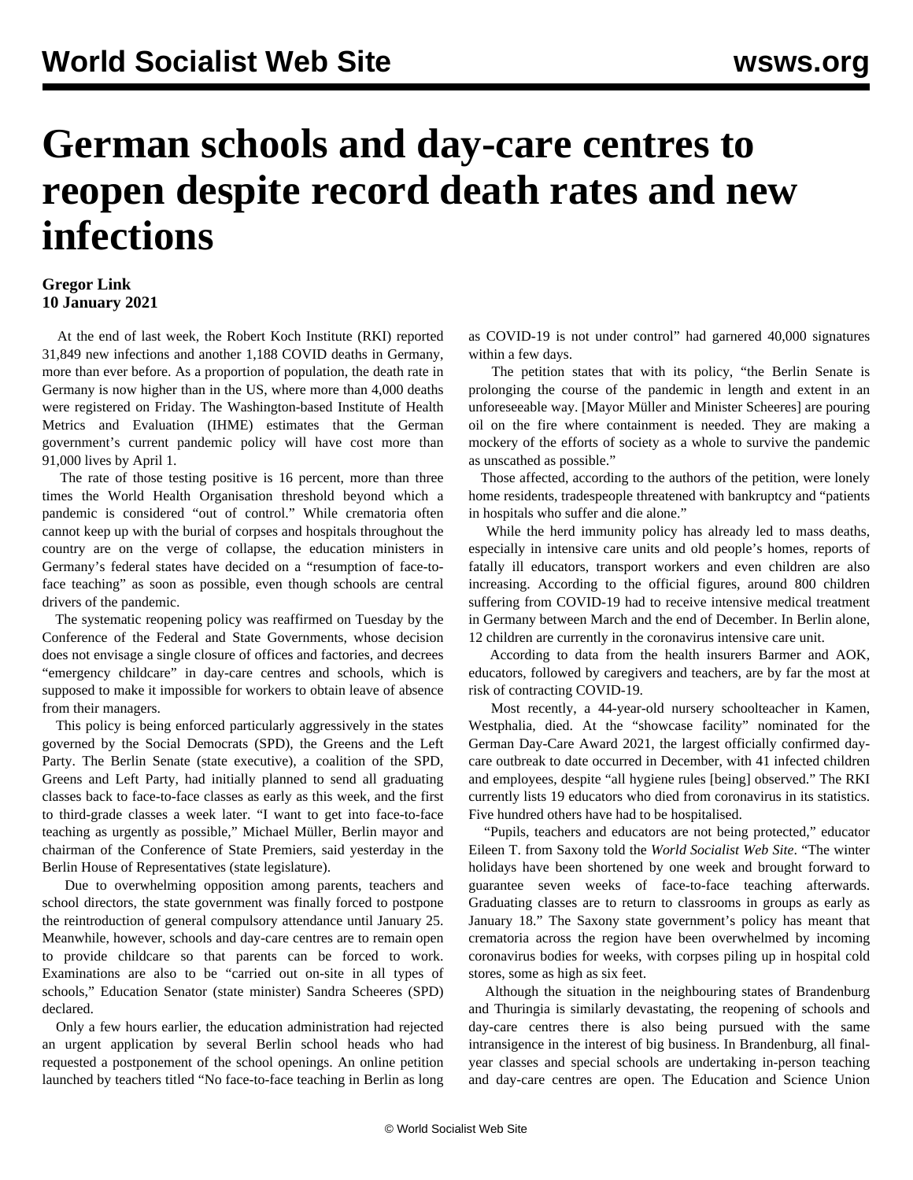# German schools and day-care centres to reopen despite record death rates and new infections

**Gregor Link**
**10 January 2021**

At the end of last week, the Robert Koch Institute (RKI) reported 31,849 new infections and another 1,188 COVID deaths in Germany, more than ever before. As a proportion of population, the death rate in Germany is now higher than in the US, where more than 4,000 deaths were registered on Friday. The Washington-based Institute of Health Metrics and Evaluation (IHME) estimates that the German government's current pandemic policy will have cost more than 91,000 lives by April 1.

The rate of those testing positive is 16 percent, more than three times the World Health Organisation threshold beyond which a pandemic is considered "out of control." While crematoria often cannot keep up with the burial of corpses and hospitals throughout the country are on the verge of collapse, the education ministers in Germany's federal states have decided on a "resumption of face-to-face teaching" as soon as possible, even though schools are central drivers of the pandemic.

The systematic reopening policy was reaffirmed on Tuesday by the Conference of the Federal and State Governments, whose decision does not envisage a single closure of offices and factories, and decrees "emergency childcare" in day-care centres and schools, which is supposed to make it impossible for workers to obtain leave of absence from their managers.

This policy is being enforced particularly aggressively in the states governed by the Social Democrats (SPD), the Greens and the Left Party. The Berlin Senate (state executive), a coalition of the SPD, Greens and Left Party, had initially planned to send all graduating classes back to face-to-face classes as early as this week, and the first to third-grade classes a week later. "I want to get into face-to-face teaching as urgently as possible," Michael Müller, Berlin mayor and chairman of the Conference of State Premiers, said yesterday in the Berlin House of Representatives (state legislature).

Due to overwhelming opposition among parents, teachers and school directors, the state government was finally forced to postpone the reintroduction of general compulsory attendance until January 25. Meanwhile, however, schools and day-care centres are to remain open to provide childcare so that parents can be forced to work. Examinations are also to be "carried out on-site in all types of schools," Education Senator (state minister) Sandra Scheeres (SPD) declared.

Only a few hours earlier, the education administration had rejected an urgent application by several Berlin school heads who had requested a postponement of the school openings. An online petition launched by teachers titled "No face-to-face teaching in Berlin as long as COVID-19 is not under control" had garnered 40,000 signatures within a few days.

The petition states that with its policy, "the Berlin Senate is prolonging the course of the pandemic in length and extent in an unforeseeable way. [Mayor Müller and Minister Scheeres] are pouring oil on the fire where containment is needed. They are making a mockery of the efforts of society as a whole to survive the pandemic as unscathed as possible."

Those affected, according to the authors of the petition, were lonely home residents, tradespeople threatened with bankruptcy and "patients in hospitals who suffer and die alone."

While the herd immunity policy has already led to mass deaths, especially in intensive care units and old people's homes, reports of fatally ill educators, transport workers and even children are also increasing. According to the official figures, around 800 children suffering from COVID-19 had to receive intensive medical treatment in Germany between March and the end of December. In Berlin alone, 12 children are currently in the coronavirus intensive care unit.

According to data from the health insurers Barmer and AOK, educators, followed by caregivers and teachers, are by far the most at risk of contracting COVID-19.

Most recently, a 44-year-old nursery schoolteacher in Kamen, Westphalia, died. At the "showcase facility" nominated for the German Day-Care Award 2021, the largest officially confirmed day-care outbreak to date occurred in December, with 41 infected children and employees, despite "all hygiene rules [being] observed." The RKI currently lists 19 educators who died from coronavirus in its statistics. Five hundred others have had to be hospitalised.

"Pupils, teachers and educators are not being protected," educator Eileen T. from Saxony told the *World Socialist Web Site*. "The winter holidays have been shortened by one week and brought forward to guarantee seven weeks of face-to-face teaching afterwards. Graduating classes are to return to classrooms in groups as early as January 18." The Saxony state government's policy has meant that crematoria across the region have been overwhelmed by incoming coronavirus bodies for weeks, with corpses piling up in hospital cold stores, some as high as six feet.

Although the situation in the neighbouring states of Brandenburg and Thuringia is similarly devastating, the reopening of schools and day-care centres there is also being pursued with the same intransigence in the interest of big business. In Brandenburg, all final-year classes and special schools are undertaking in-person teaching and day-care centres are open. The Education and Science Union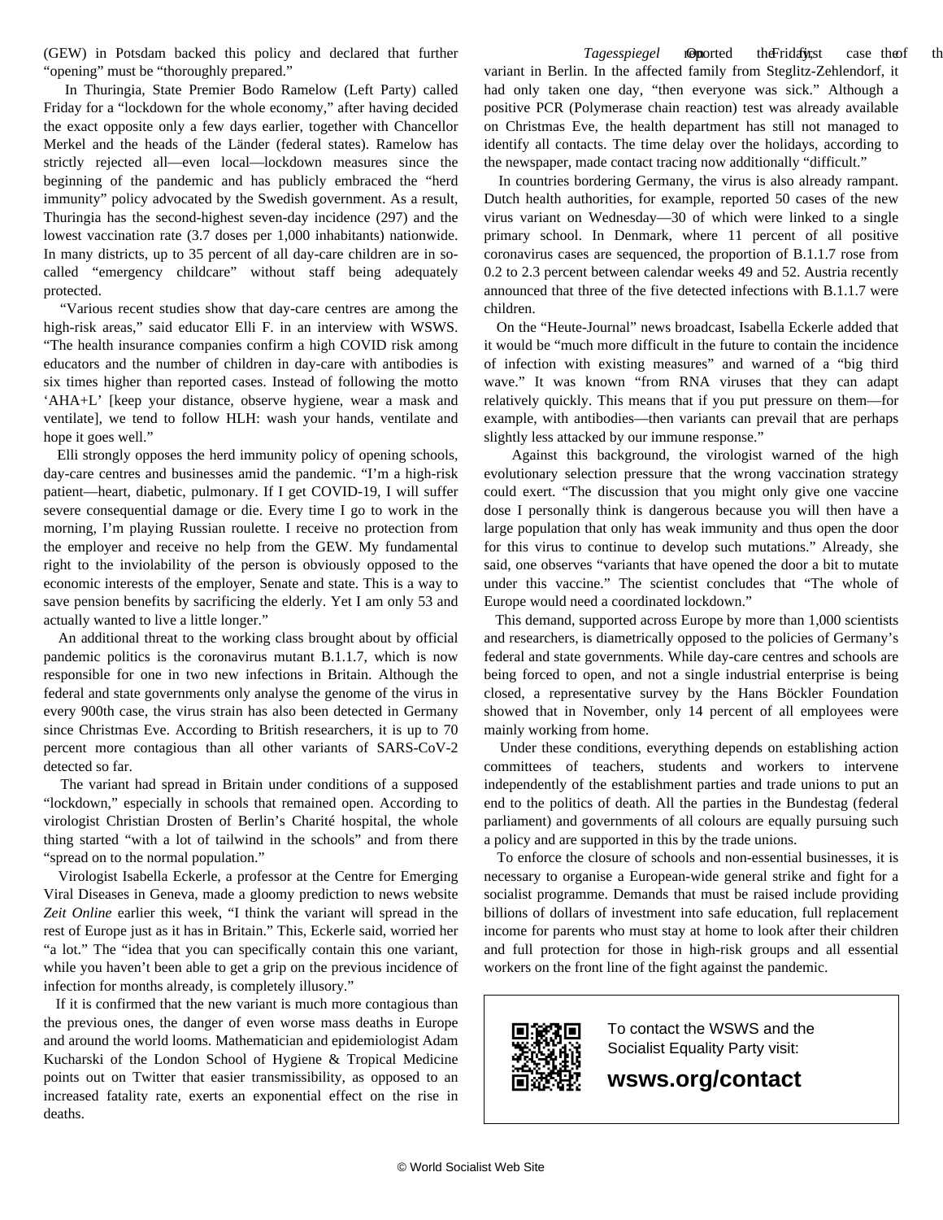(GEW) in Potsdam backed this policy and declared that further "opening" must be "thoroughly prepared."

In Thuringia, State Premier Bodo Ramelow (Left Party) called Friday for a "lockdown for the whole economy," after having decided the exact opposite only a few days earlier, together with Chancellor Merkel and the heads of the Länder (federal states). Ramelow has strictly rejected all—even local—lockdown measures since the beginning of the pandemic and has publicly embraced the "herd immunity" policy advocated by the Swedish government. As a result, Thuringia has the second-highest seven-day incidence (297) and the lowest vaccination rate (3.7 doses per 1,000 inhabitants) nationwide. In many districts, up to 35 percent of all day-care children are in so-called "emergency childcare" without staff being adequately protected.

"Various recent studies show that day-care centres are among the high-risk areas," said educator Elli F. in an interview with WSWS. "The health insurance companies confirm a high COVID risk among educators and the number of children in day-care with antibodies is six times higher than reported cases. Instead of following the motto 'AHA+L' [keep your distance, observe hygiene, wear a mask and ventilate], we tend to follow HLH: wash your hands, ventilate and hope it goes well."

Elli strongly opposes the herd immunity policy of opening schools, day-care centres and businesses amid the pandemic. "I'm a high-risk patient—heart, diabetic, pulmonary. If I get COVID-19, I will suffer severe consequential damage or die. Every time I go to work in the morning, I'm playing Russian roulette. I receive no protection from the employer and receive no help from the GEW. My fundamental right to the inviolability of the person is obviously opposed to the economic interests of the employer, Senate and state. This is a way to save pension benefits by sacrificing the elderly. Yet I am only 53 and actually wanted to live a little longer."

An additional threat to the working class brought about by official pandemic politics is the coronavirus mutant B.1.1.7, which is now responsible for one in two new infections in Britain. Although the federal and state governments only analyse the genome of the virus in every 900th case, the virus strain has also been detected in Germany since Christmas Eve. According to British researchers, it is up to 70 percent more contagious than all other variants of SARS-CoV-2 detected so far.

The variant had spread in Britain under conditions of a supposed "lockdown," especially in schools that remained open. According to virologist Christian Drosten of Berlin's Charité hospital, the whole thing started "with a lot of tailwind in the schools" and from there "spread on to the normal population."

Virologist Isabella Eckerle, a professor at the Centre for Emerging Viral Diseases in Geneva, made a gloomy prediction to news website *Zeit Online* earlier this week, "I think the variant will spread in the rest of Europe just as it has in Britain." This, Eckerle said, worried her "a lot." The "idea that you can specifically contain this one variant, while you haven't been able to get a grip on the previous incidence of infection for months already, is completely illusory."

If it is confirmed that the new variant is much more contagious than the previous ones, the danger of even worse mass deaths in Europe and around the world looms. Mathematician and epidemiologist Adam Kucharski of the London School of Hygiene & Tropical Medicine points out on Twitter that easier transmissibility, as opposed to an increased fatality rate, exerts an exponential effect on the rise in deaths.

On Friday, *Tagesspiegel* reported the first case of the variant in Berlin. In the affected family from Steglitz-Zehlendorf, it had only taken one day, "then everyone was sick." Although a positive PCR (Polymerase chain reaction) test was already available on Christmas Eve, the health department has still not managed to identify all contacts. The time delay over the holidays, according to the newspaper, made contact tracing now additionally "difficult."

In countries bordering Germany, the virus is also already rampant. Dutch health authorities, for example, reported 50 cases of the new virus variant on Wednesday—30 of which were linked to a single primary school. In Denmark, where 11 percent of all positive coronavirus cases are sequenced, the proportion of B.1.1.7 rose from 0.2 to 2.3 percent between calendar weeks 49 and 52. Austria recently announced that three of the five detected infections with B.1.1.7 were children.

On the "Heute-Journal" news broadcast, Isabella Eckerle added that it would be "much more difficult in the future to contain the incidence of infection with existing measures" and warned of a "big third wave." It was known "from RNA viruses that they can adapt relatively quickly. This means that if you put pressure on them—for example, with antibodies—then variants can prevail that are perhaps slightly less attacked by our immune response."

Against this background, the virologist warned of the high evolutionary selection pressure that the wrong vaccination strategy could exert. "The discussion that you might only give one vaccine dose I personally think is dangerous because you will then have a large population that only has weak immunity and thus open the door for this virus to continue to develop such mutations." Already, she said, one observes "variants that have opened the door a bit to mutate under this vaccine." The scientist concludes that "The whole of Europe would need a coordinated lockdown."

This demand, supported across Europe by more than 1,000 scientists and researchers, is diametrically opposed to the policies of Germany's federal and state governments. While day-care centres and schools are being forced to open, and not a single industrial enterprise is being closed, a representative survey by the Hans Böckler Foundation showed that in November, only 14 percent of all employees were mainly working from home.

Under these conditions, everything depends on establishing action committees of teachers, students and workers to intervene independently of the establishment parties and trade unions to put an end to the politics of death. All the parties in the Bundestag (federal parliament) and governments of all colours are equally pursuing such a policy and are supported in this by the trade unions.

To enforce the closure of schools and non-essential businesses, it is necessary to organise a European-wide general strike and fight for a socialist programme. Demands that must be raised include providing billions of dollars of investment into safe education, full replacement income for parents who must stay at home to look after their children and full protection for those in high-risk groups and all essential workers on the front line of the fight against the pandemic.

To contact the WSWS and the Socialist Equality Party visit:

**wsws.org/contact**